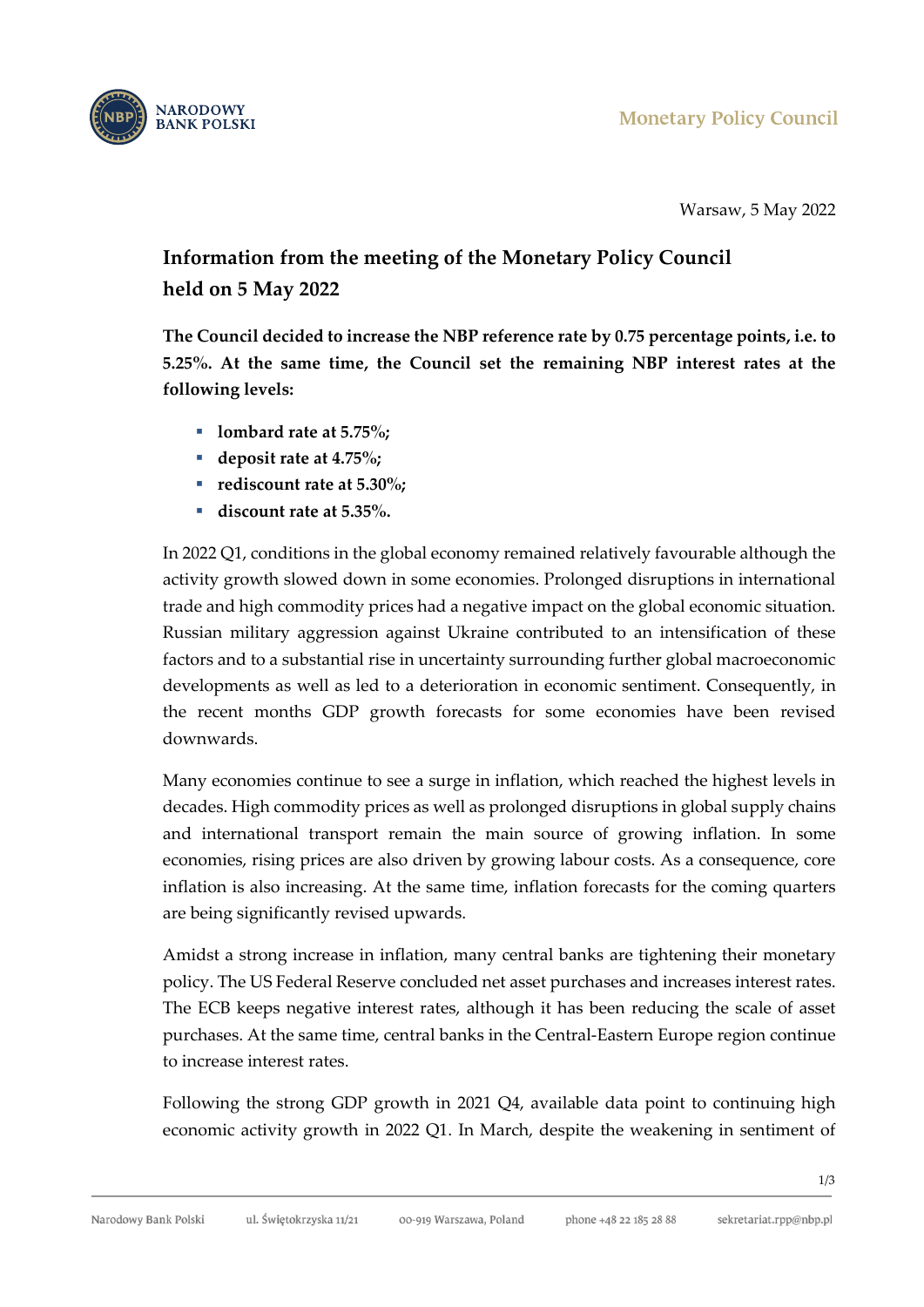Warsaw, 5 May 2022

# Information from the meeting of the Monetary Policy Council held on 5 May 2022

**The Council decided to increase the NBP reference rate by 0.75 percentage points, i.e. to 5.25%. At the same time, the Council set the remaining NBP interest rates at the following levels:**

- **lombard rate at 5.75%;**
- **deposit rate at 4.75%;**
- **rediscount rate at 5.30%;**
- **discount rate at 5.35%.**

In 2022 Q1, conditions in the global economy remained relatively favourable although the activity growth slowed down in some economies. Prolonged disruptions in international trade and high commodity prices had a negative impact on the global economic situation. Russian military aggression against Ukraine contributed to an intensification of these factors and to a substantial rise in uncertainty surrounding further global macroeconomic developments as well as led to a deterioration in economic sentiment. Consequently, in the recent months GDP growth forecasts for some economies have been revised downwards.

Many economies continue to see a surge in inflation, which reached the highest levels in decades. High commodity prices as well as prolonged disruptions in global supply chains and international transport remain the main source of growing inflation. In some economies, rising prices are also driven by growing labour costs. As a consequence, core inflation is also increasing. At the same time, inflation forecasts for the coming quarters are being significantly revised upwards.

Amidst a strong increase in inflation, many central banks are tightening their monetary policy. The US Federal Reserve concluded net asset purchases and increases interest rates. The ECB keeps negative interest rates, although it has been reducing the scale of asset purchases. At the same time, central banks in the Central-Eastern Europe region continue to increase interest rates.

Following the strong GDP growth in 2021 Q4, available data point to continuing high economic activity growth in 2022 Q1. In March, despite the weakening in sentiment of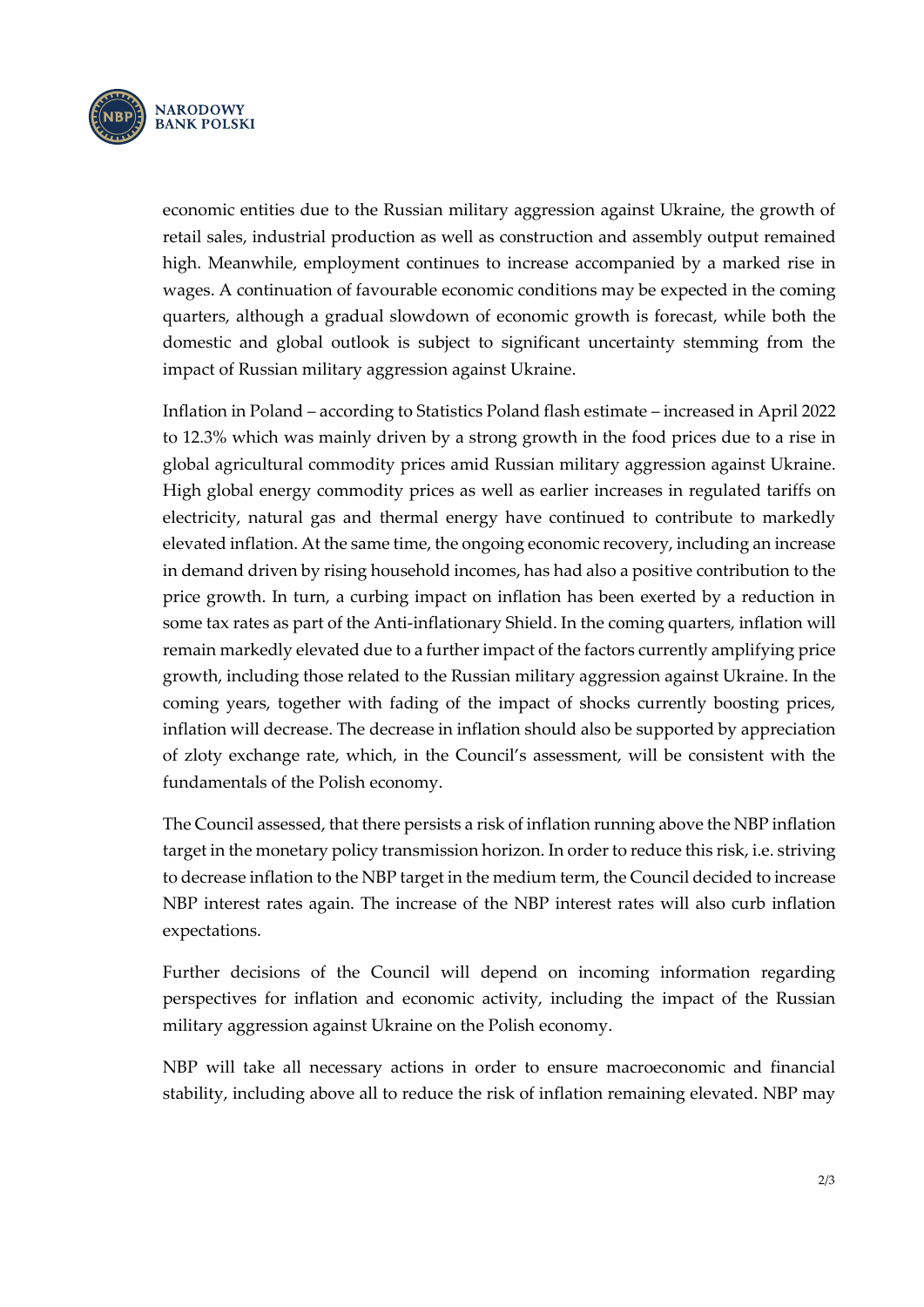economic entities due to the Russian military aggression against Ukraine, the growth of retail sales, industrial production as well as construction and assembly output remained high. Meanwhile, employment continues to increase accompanied by a marked rise in wages. A continuation of favourable economic conditions may be expected in the coming quarters, although a gradual slowdown of economic growth is forecast, while both the domestic and global outlook is subject to significant uncertainty stemming from the impact of Russian military aggression against Ukraine.

Inflation in Poland – according to Statistics Poland flash estimate – increased in April 2022 to 12.3% which was mainly driven by a strong growth in the food prices due to a rise in global agricultural commodity prices amid Russian military aggression against Ukraine. High global energy commodity prices as well as earlier increases in regulated tariffs on electricity, natural gas and thermal energy have continued to contribute to markedly elevated inflation. At the same time, the ongoing economic recovery, including an increase in demand driven by rising household incomes, has had also a positive contribution to the price growth. In turn, a curbing impact on inflation has been exerted by a reduction in some tax rates as part of the Anti-inflationary Shield. In the coming quarters, inflation will remain markedly elevated due to a further impact of the factors currently amplifying price growth, including those related to the Russian military aggression against Ukraine. In the coming years, together with fading of the impact of shocks currently boosting prices, inflation will decrease. The decrease in inflation should also be supported by appreciation of zloty exchange rate, which, in the Council's assessment, will be consistent with the fundamentals of the Polish economy.

The Council assessed, that there persists a risk of inflation running above the NBP inflation target in the monetary policy transmission horizon. In order to reduce this risk, i.e. striving to decrease inflation to the NBP target in the medium term, the Council decided to increase NBP interest rates again. The increase of the NBP interest rates will also curb inflation expectations.

Further decisions of the Council will depend on incoming information regarding perspectives for inflation and economic activity, including the impact of the Russian military aggression against Ukraine on the Polish economy.

NBP will take all necessary actions in order to ensure macroeconomic and financial stability, including above all to reduce the risk of inflation remaining elevated. NBP may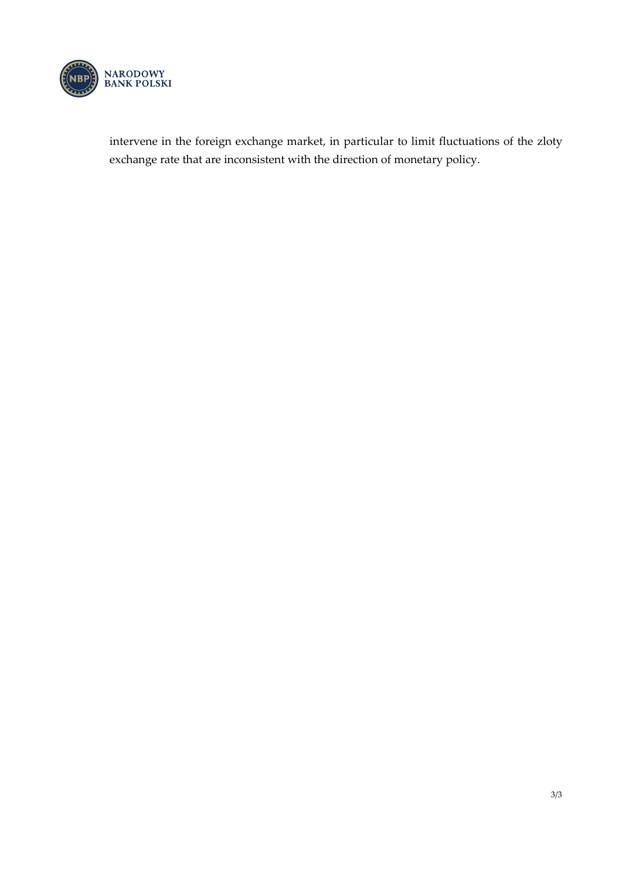intervene in the foreign exchange market, in particular to limit fluctuations of the zloty exchange rate that are inconsistent with the direction of monetary policy.